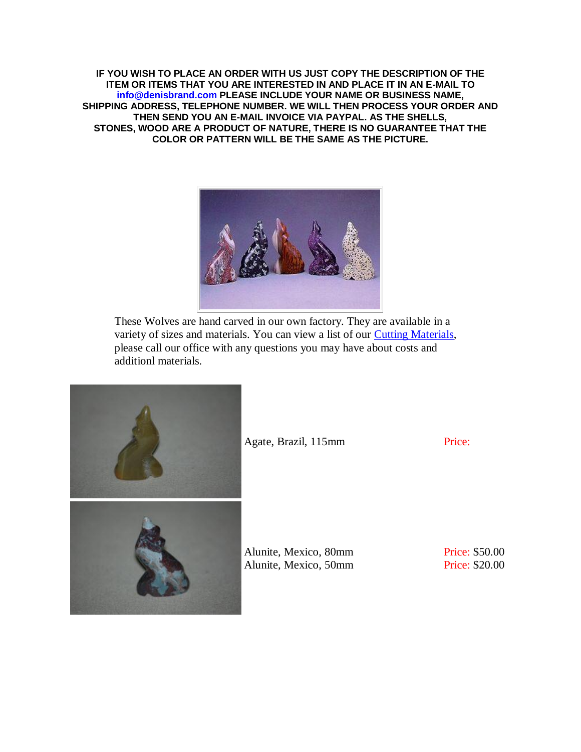**IF YOU WISH TO PLACE AN ORDER WITH US JUST COPY THE DESCRIPTION OF THE ITEM OR ITEMS THAT YOU ARE INTERESTED IN AND PLACE IT IN AN E-MAIL TO [info@denisbrand.com](mailto:info@denisbrand.com) PLEASE INCLUDE YOUR NAME OR BUSINESS NAME, SHIPPING ADDRESS, TELEPHONE NUMBER. WE WILL THEN PROCESS YOUR ORDER AND THEN SEND YOU AN E-MAIL INVOICE VIA PAYPAL. AS THE SHELLS, STONES, WOOD ARE A PRODUCT OF NATURE, THERE IS NO GUARANTEE THAT THE COLOR OR PATTERN WILL BE THE SAME AS THE PICTURE.**

These Wolves are hand carved in our own factory. They are available in a variety of sizes and materials. You can view a list of our Cutting Materials, please call our office with any questions you may have about costs and additionl materials.

| Item | Price |
| --- | --- |
| Agate, Brazil, 115mm | Price: |
| Alunite, Mexico, 80mm | Price: $50.00 |
| Alunite, Mexico, 50mm | Price: $20.00 |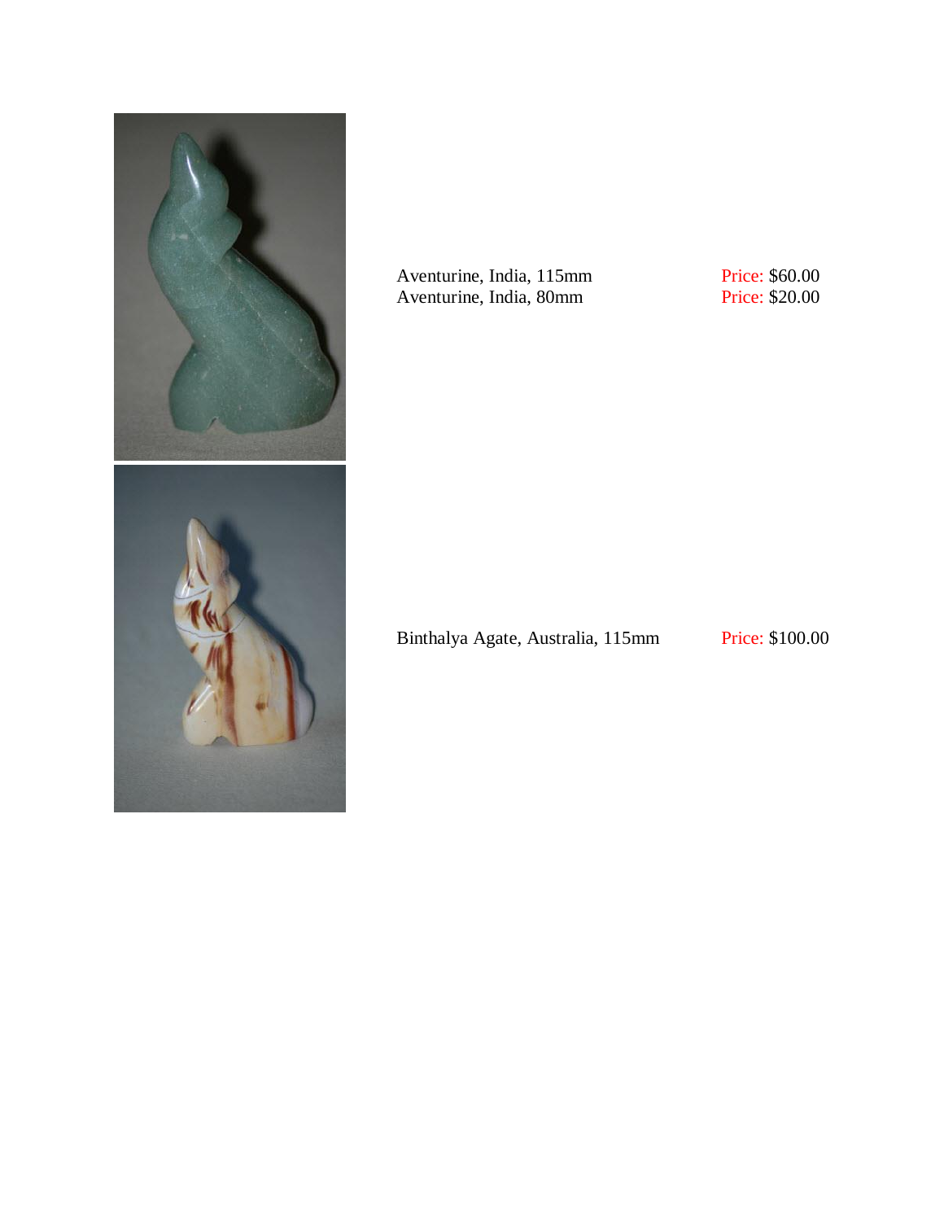Aventurine, India, 115mm Price: $60.00
Aventurine, India, 80mm Price: $20.00

Binthalya Agate, Australia, 115mm Price: $100.00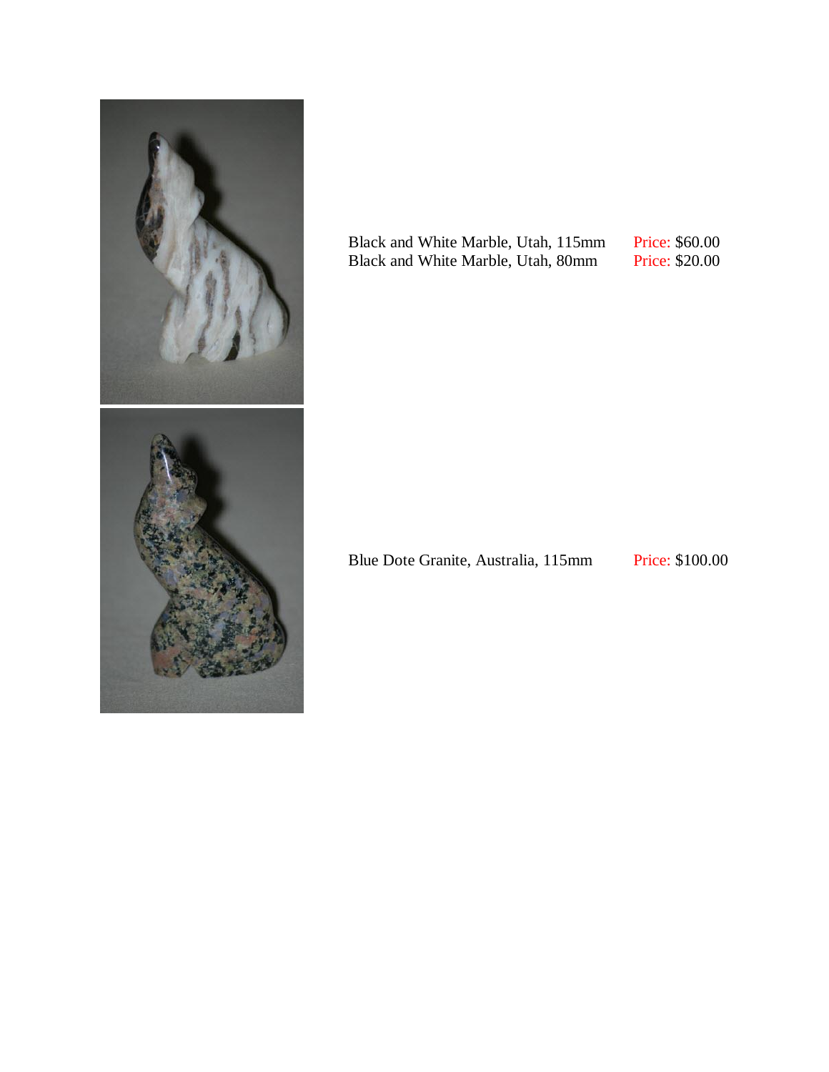Black and White Marble, Utah, 115mm Price: $60.00
Black and White Marble, Utah, 80mm Price: $20.00

Blue Dote Granite, Australia, 115mm Price: $100.00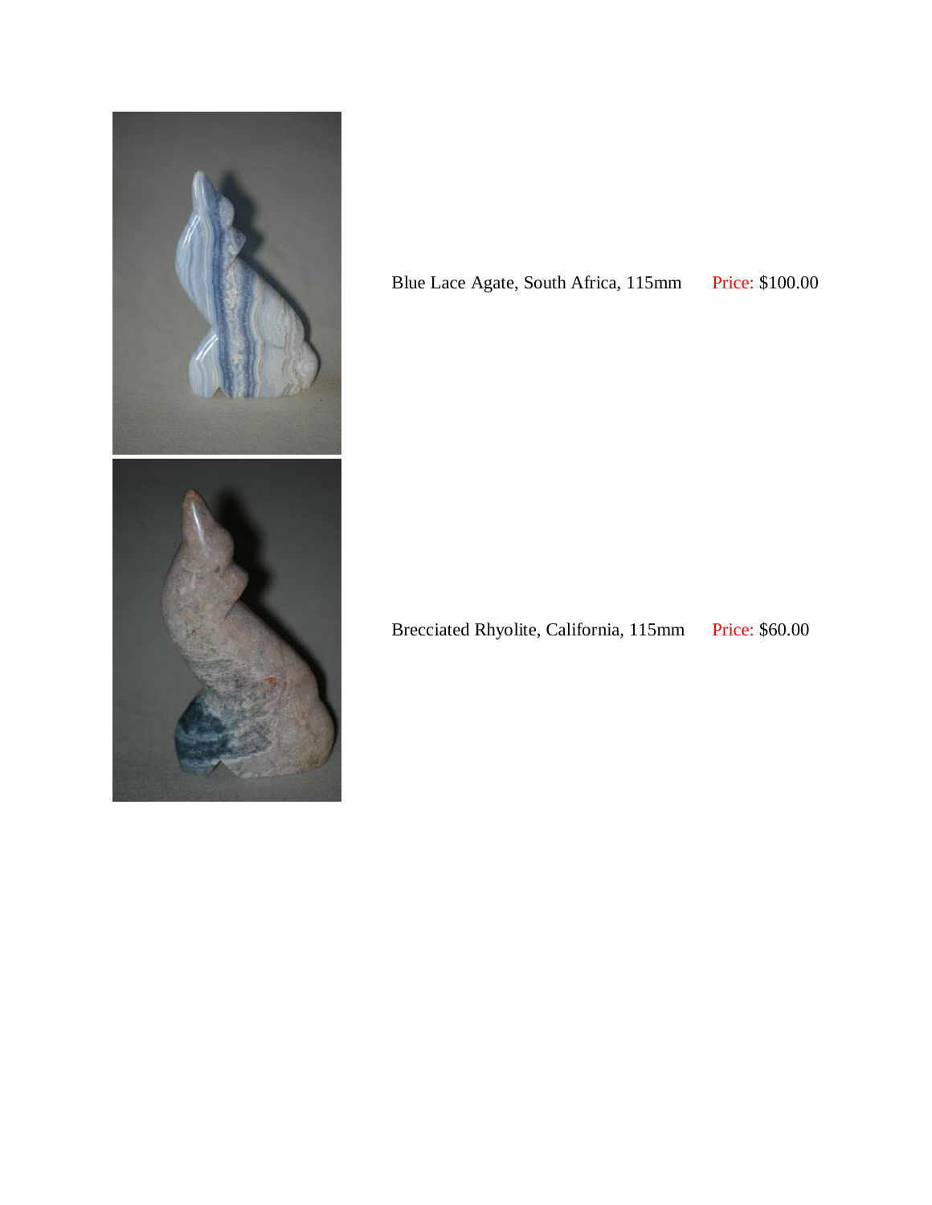Blue Lace Agate, South Africa, 115mm Price: $100.00

Brecciated Rhyolite, California, 115mm Price: $60.00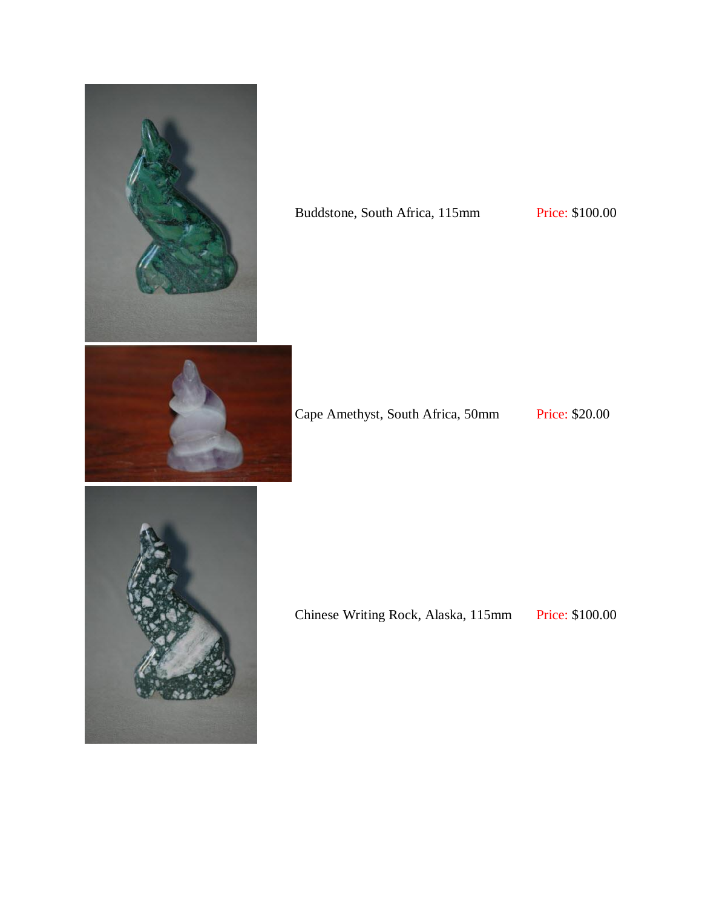Buddstone, South Africa, 115mm Price: $100.00

Cape Amethyst, South Africa, 50mm Price: $20.00

Chinese Writing Rock, Alaska, 115mm Price: $100.00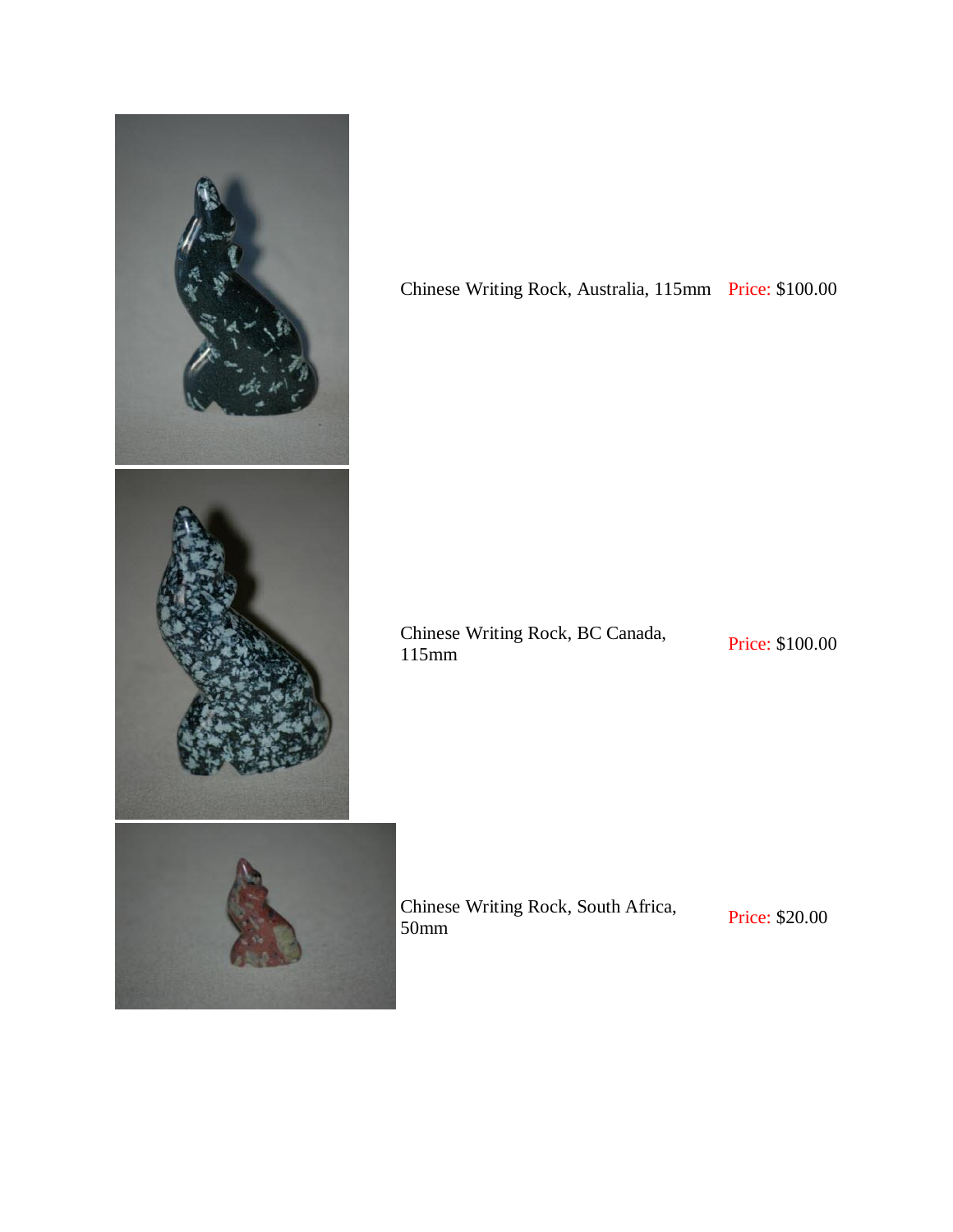| | | |
|---|---|---|
| | Chinese Writing Rock, Australia, 115mm | Price: $100.00 |
| | Chinese Writing Rock, BC Canada, 115mm | Price: $100.00 |
| | Chinese Writing Rock, South Africa, 50mm | Price: $20.00 |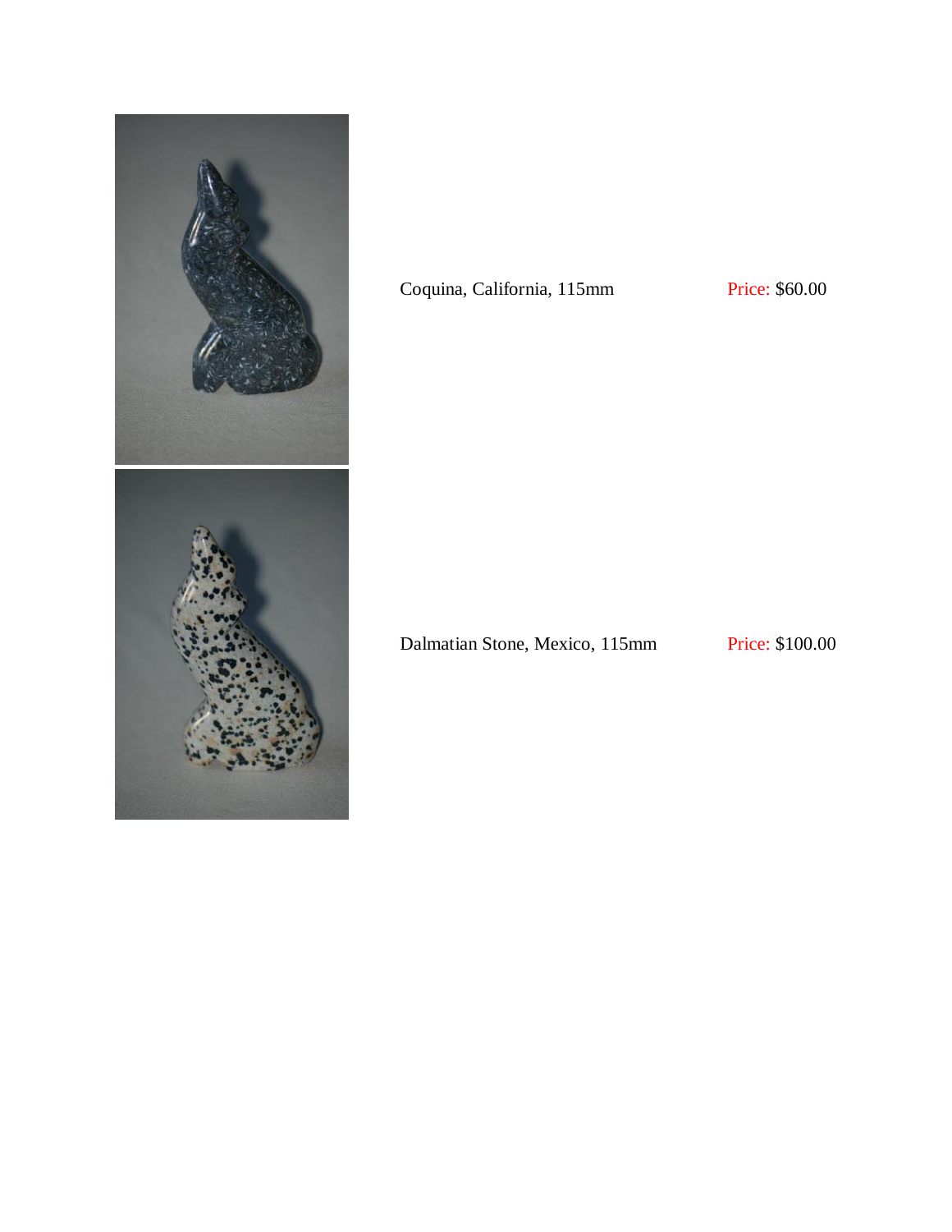Coquina, California, 115mm Price: $60.00

Dalmatian Stone, Mexico, 115mm Price: $100.00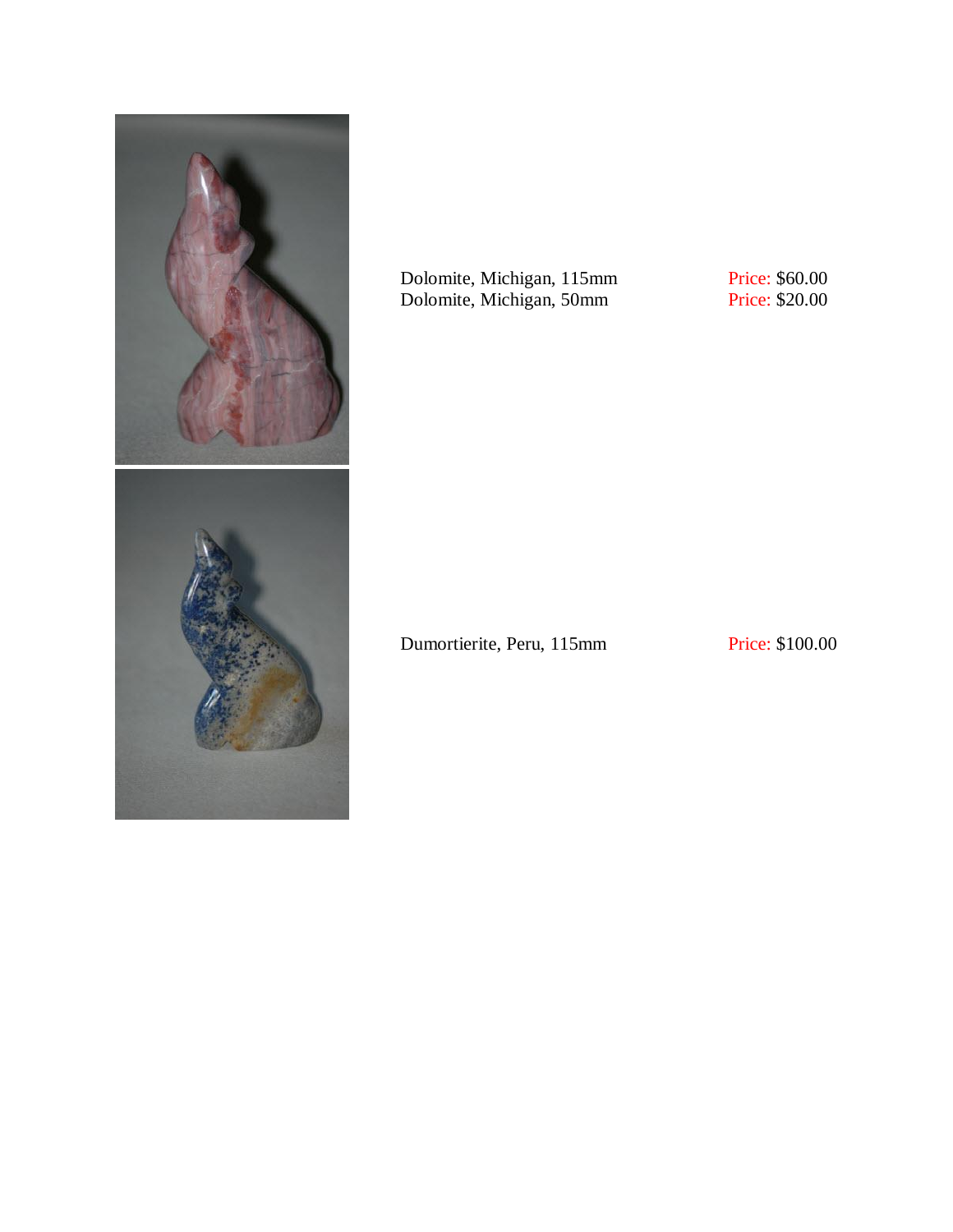Dolomite, Michigan, 115mm Price: $60.00
Dolomite, Michigan, 50mm Price: $20.00

Dumortierite, Peru, 115mm Price: $100.00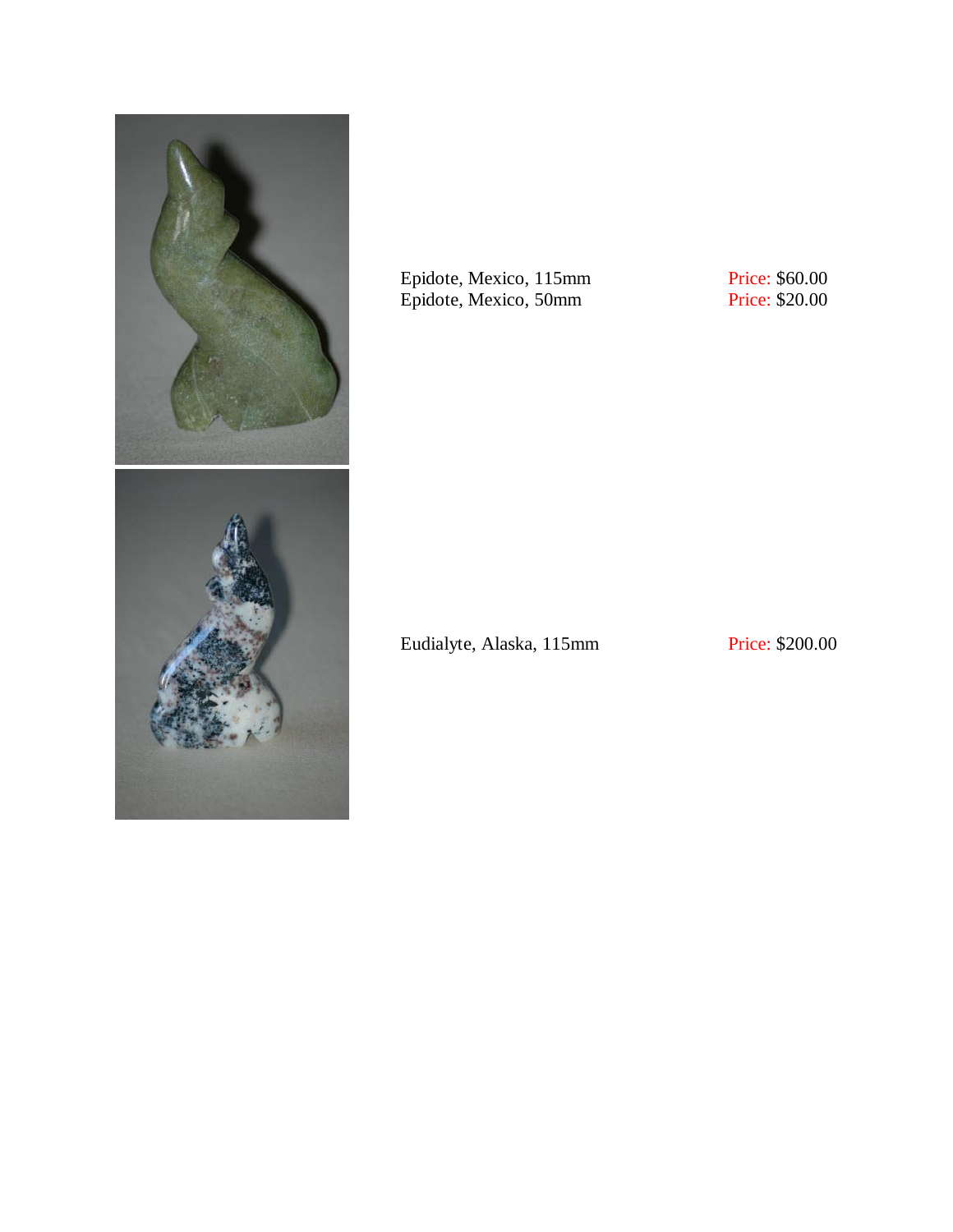Epidote, Mexico, 115mm Price: $60.00
Epidote, Mexico, 50mm Price: $20.00

Eudialyte, Alaska, 115mm Price: $200.00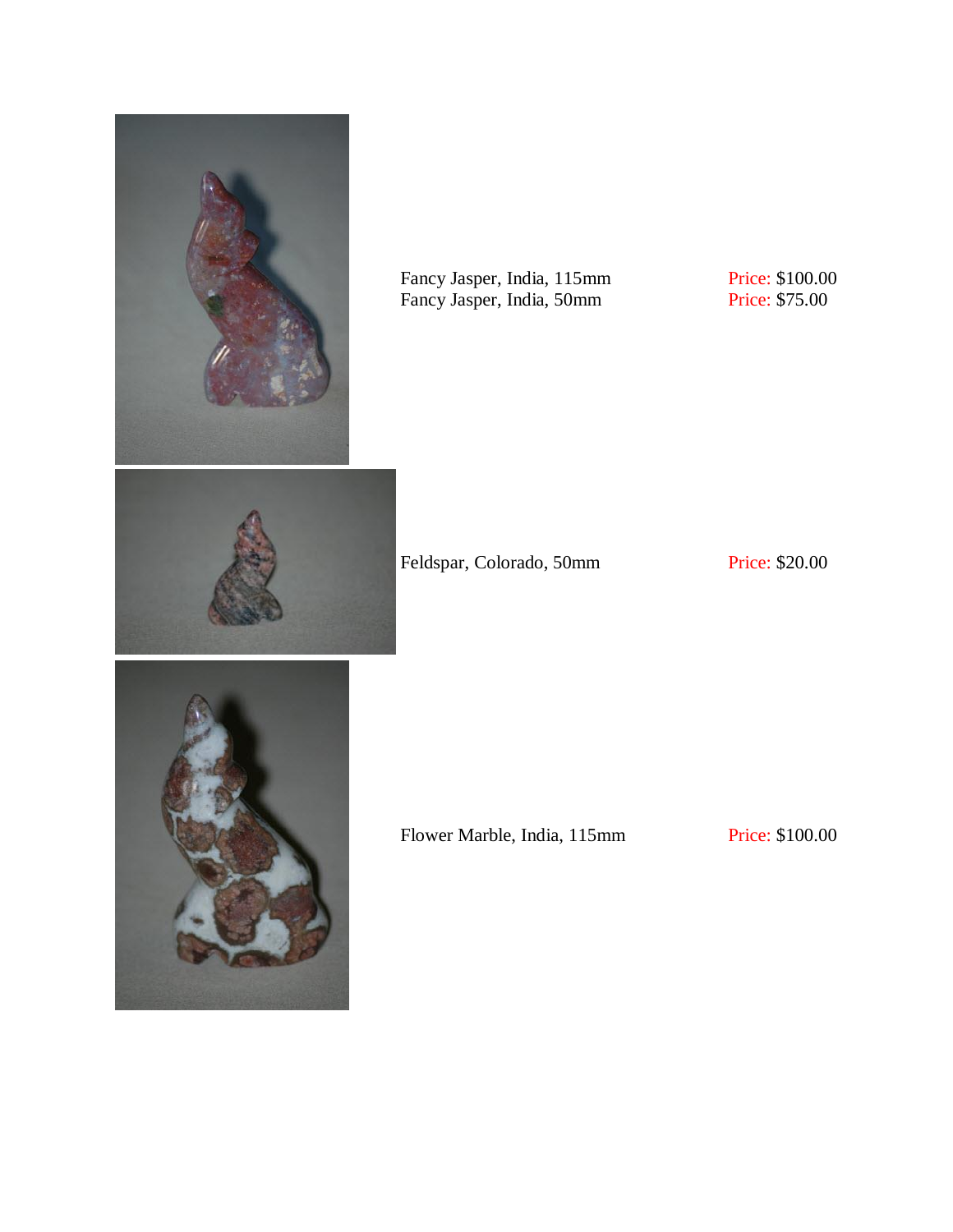Fancy Jasper, India, 115mm Price: $100.00
Fancy Jasper, India, 50mm Price: $75.00

Feldspar, Colorado, 50mm Price: $20.00

Flower Marble, India, 115mm Price: $100.00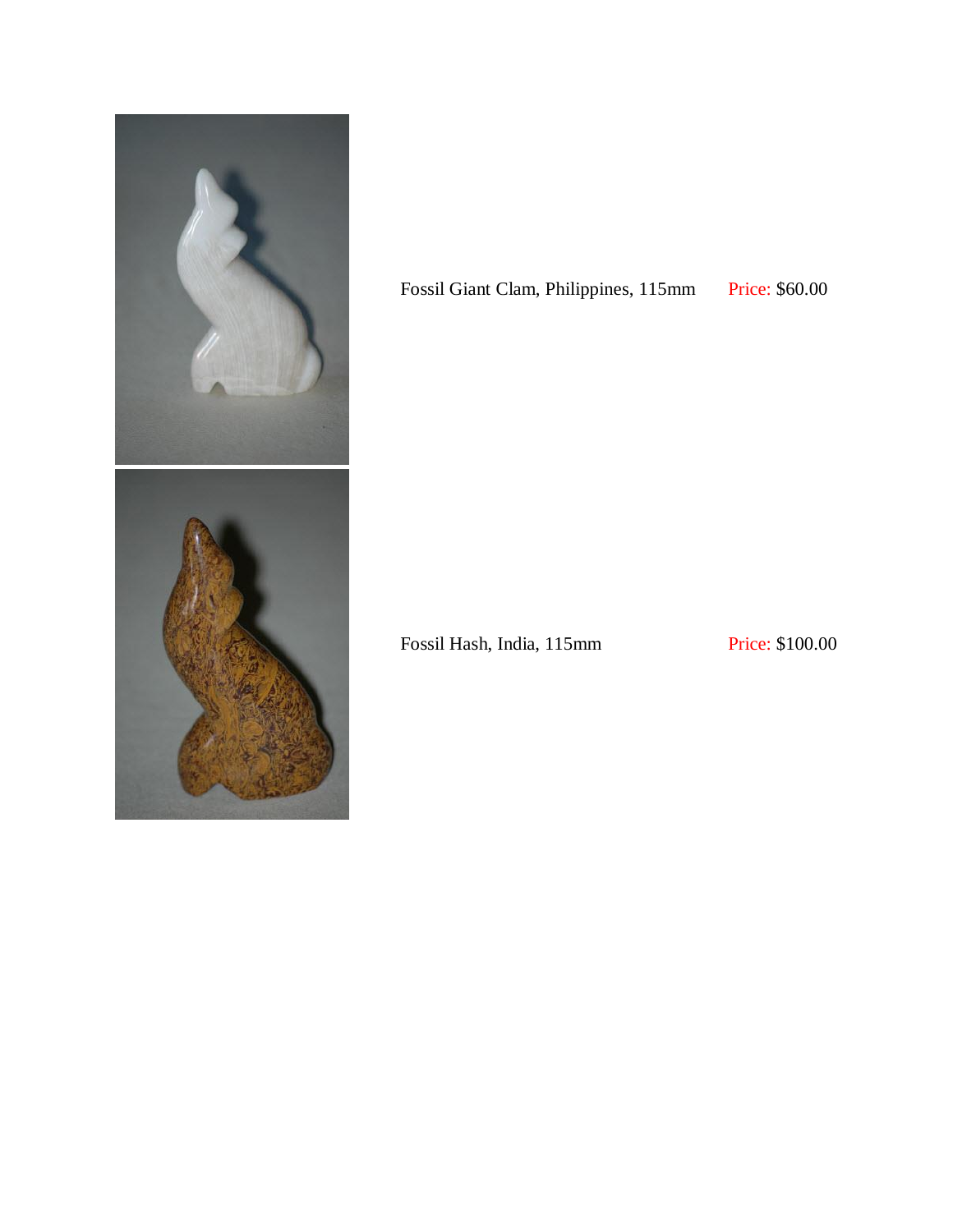Fossil Giant Clam, Philippines, 115mm Price: $60.00

Fossil Hash, India, 115mm Price: $100.00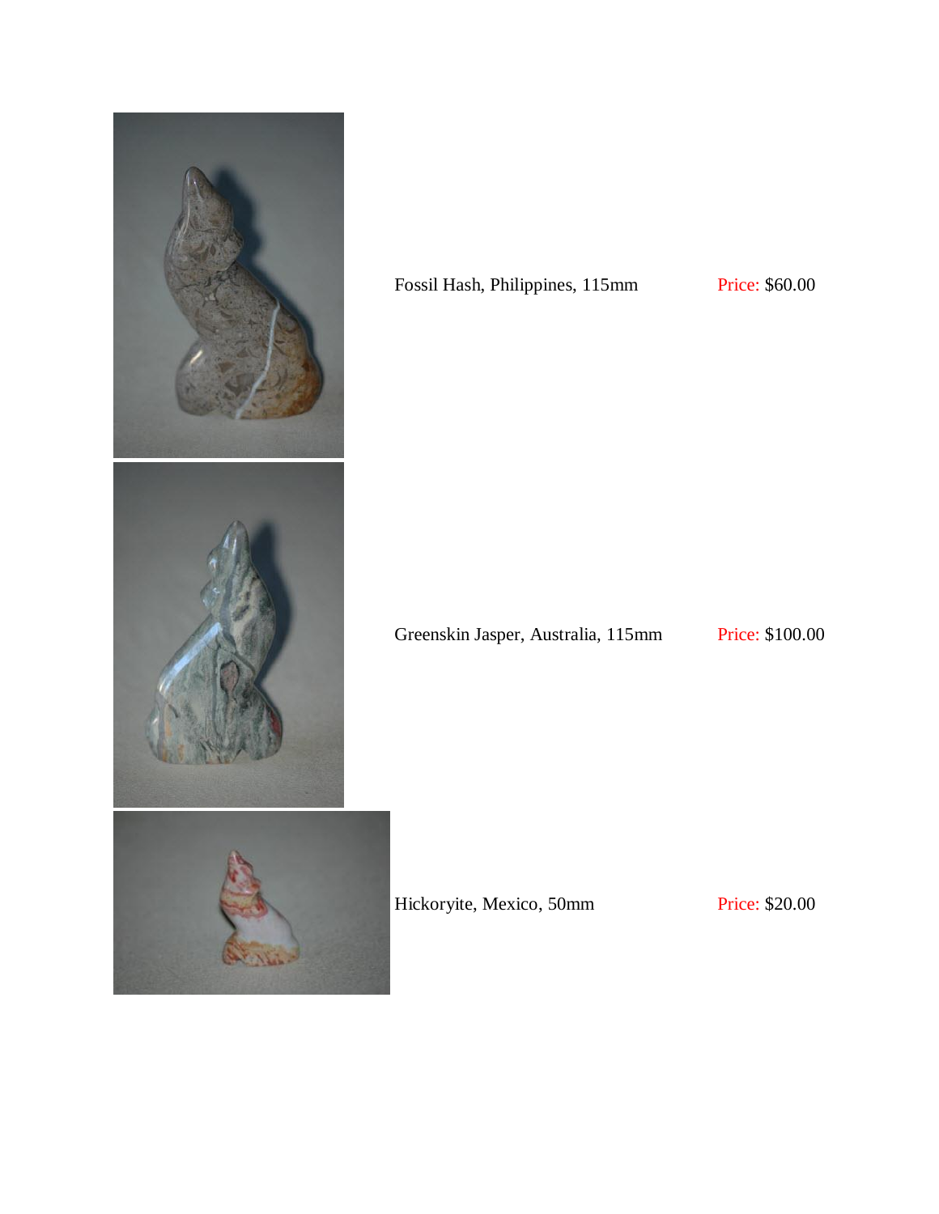Fossil Hash, Philippines, 115mm Price: $60.00

Greenskin Jasper, Australia, 115mm Price: $100.00

Hickoryite, Mexico, 50mm Price: $20.00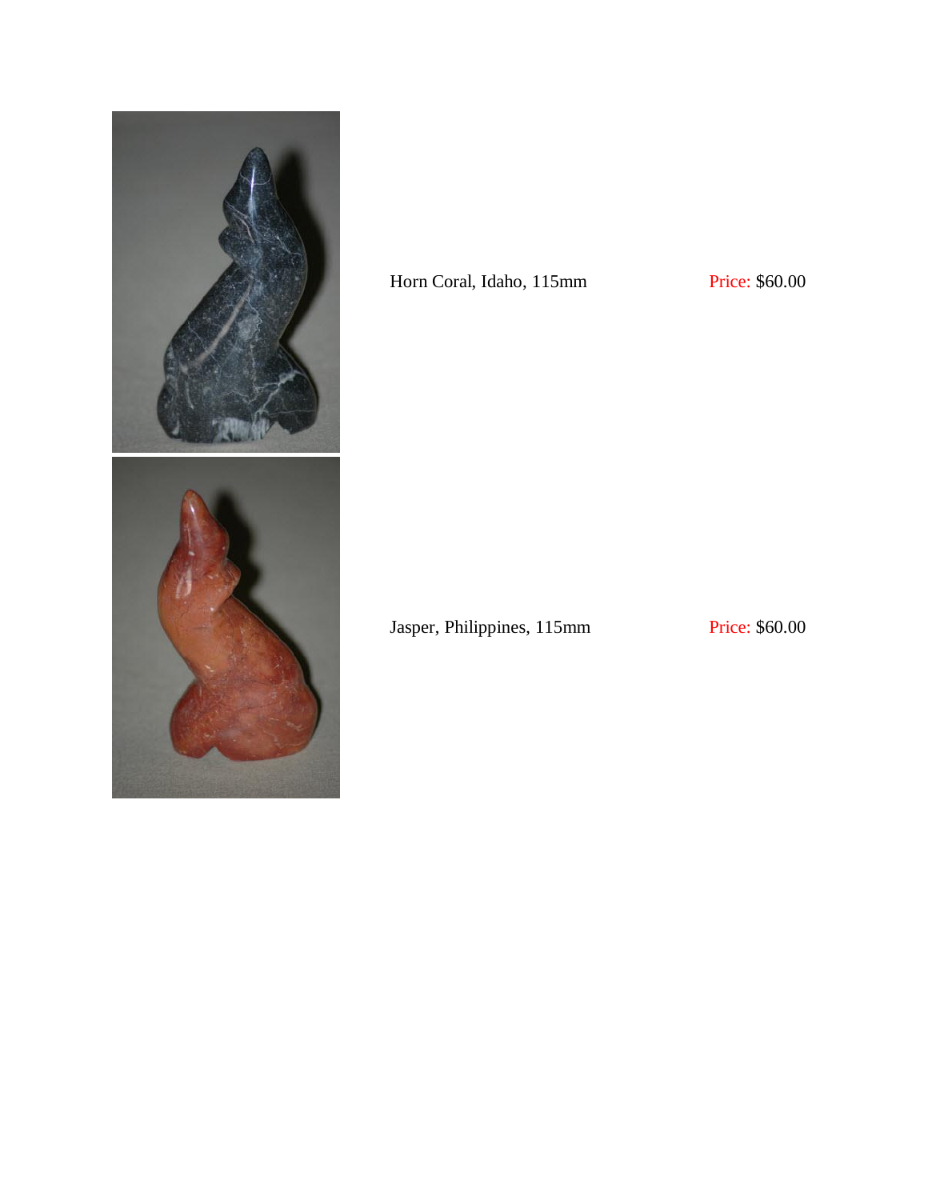Horn Coral, Idaho, 115mm Price: $60.00

Jasper, Philippines, 115mm Price: $60.00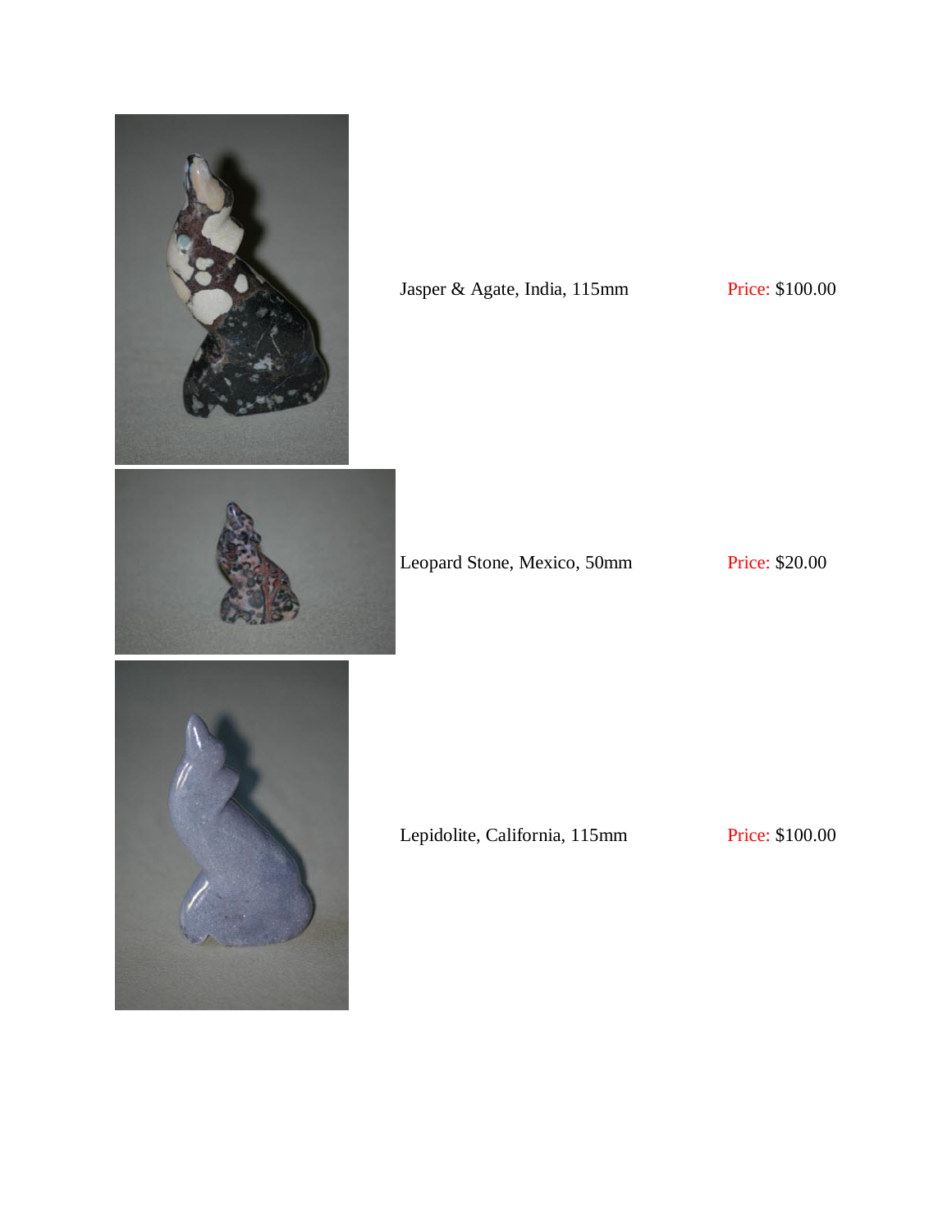Jasper & Agate, India, 115mm Price: $100.00

Leopard Stone, Mexico, 50mm Price: $20.00

Lepidolite, California, 115mm Price: $100.00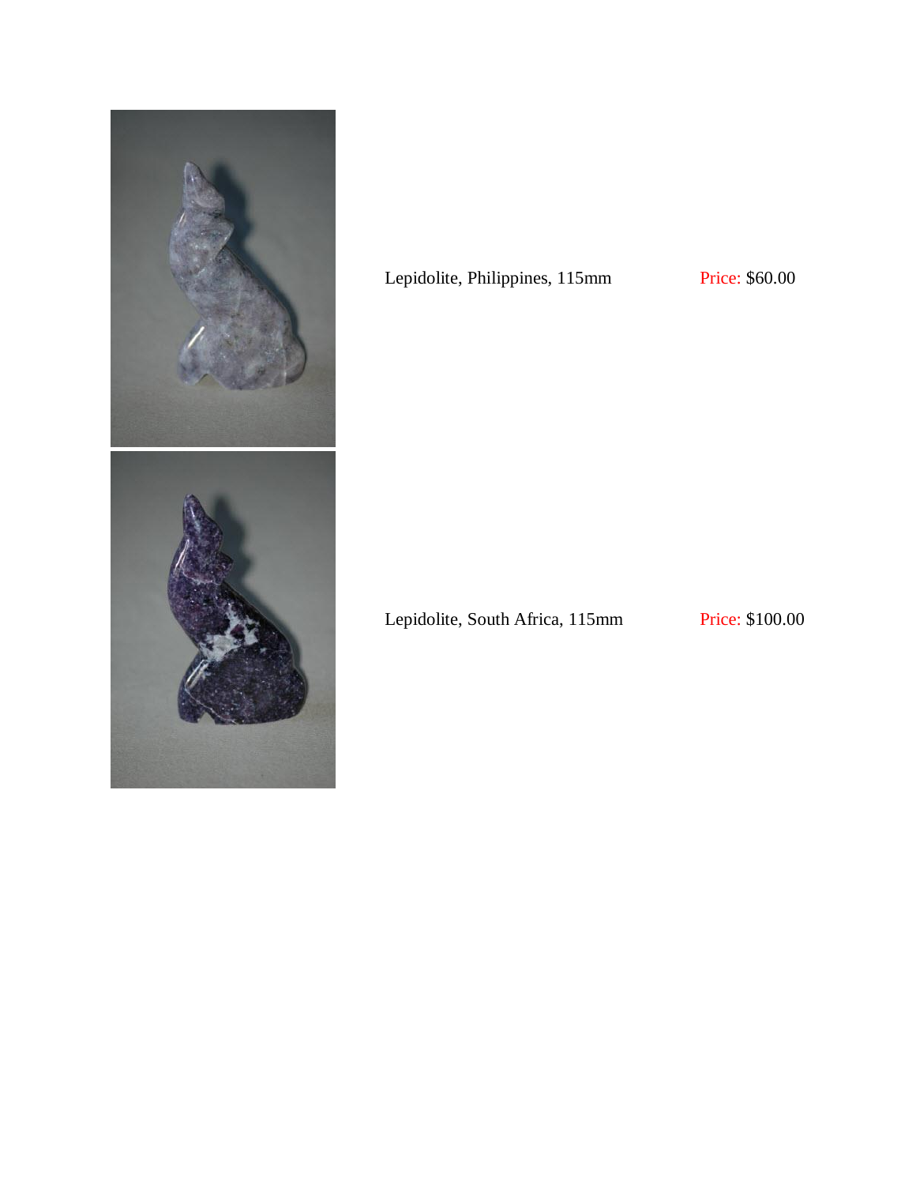Lepidolite, Philippines, 115mm Price: $60.00

Lepidolite, South Africa, 115mm Price: $100.00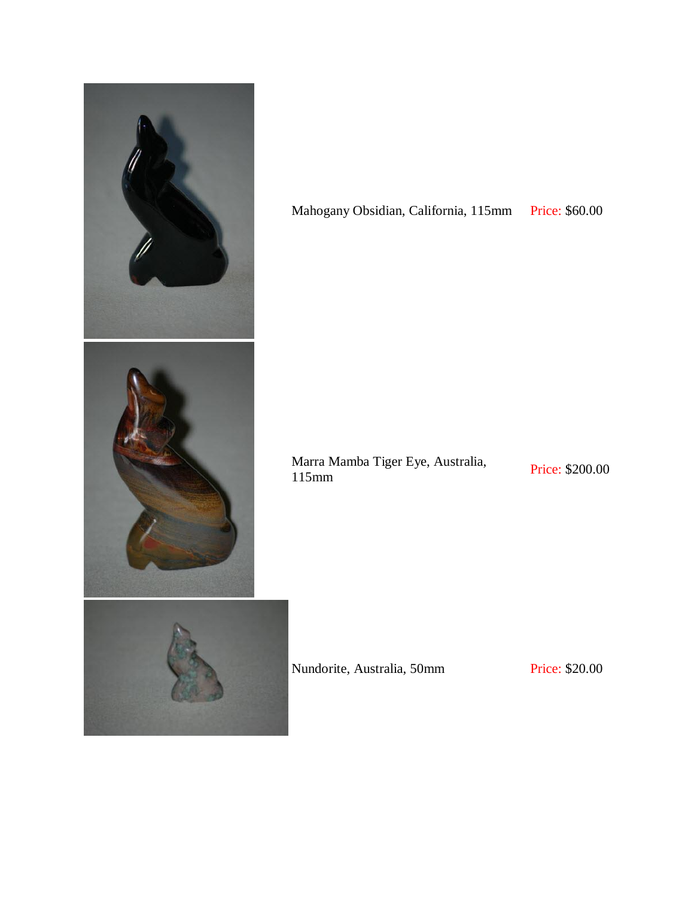| | | |
|---|---|---|
| | Mahogany Obsidian, California, 115mm | Price: $60.00 |
| | Marra Mamba Tiger Eye, Australia, 115mm | Price: $200.00 |
| | Nundorite, Australia, 50mm | Price: $20.00 |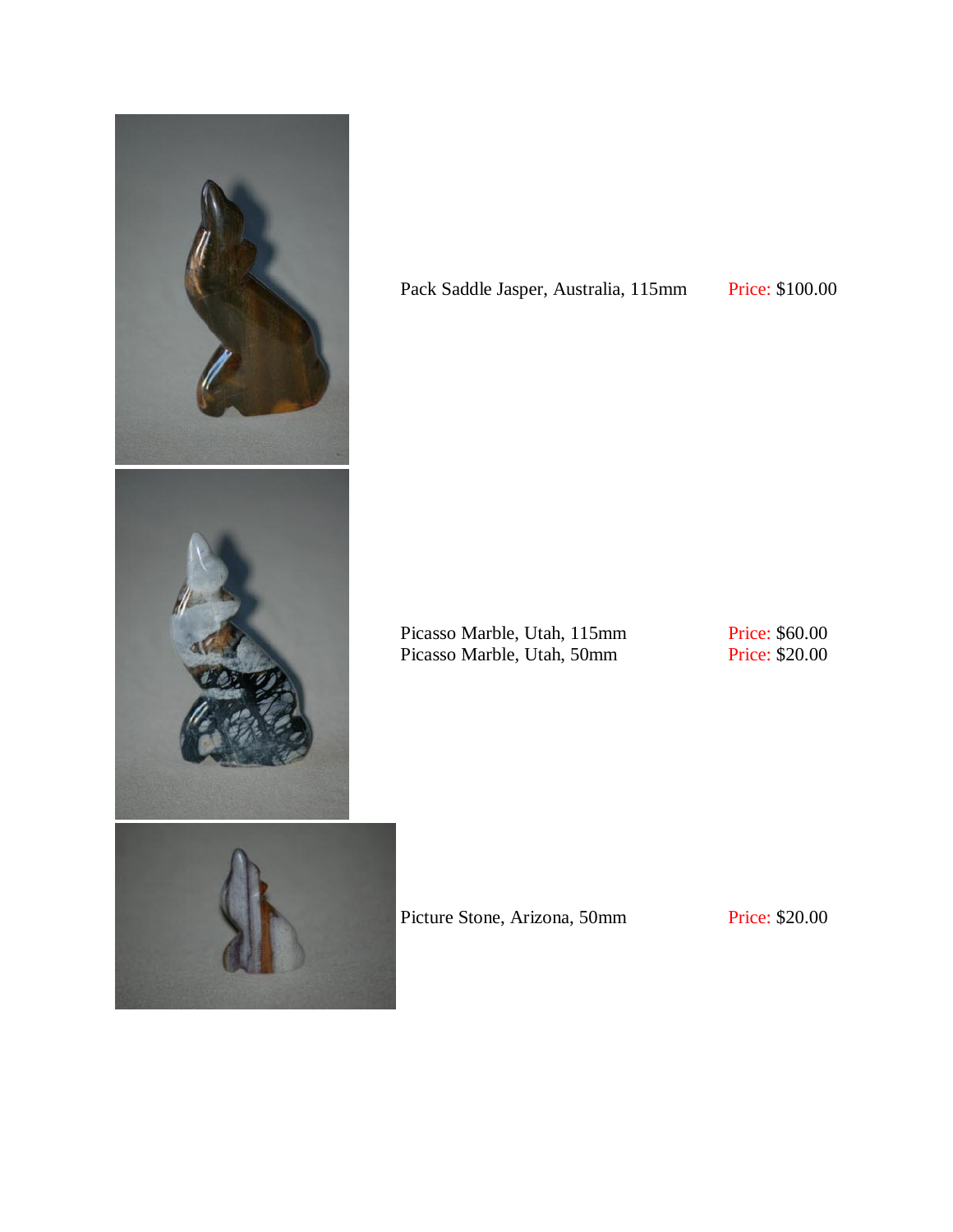Pack Saddle Jasper, Australia, 115mm Price: $100.00

Picasso Marble, Utah, 115mm Price: $60.00
Picasso Marble, Utah, 50mm Price: $20.00

Picture Stone, Arizona, 50mm Price: $20.00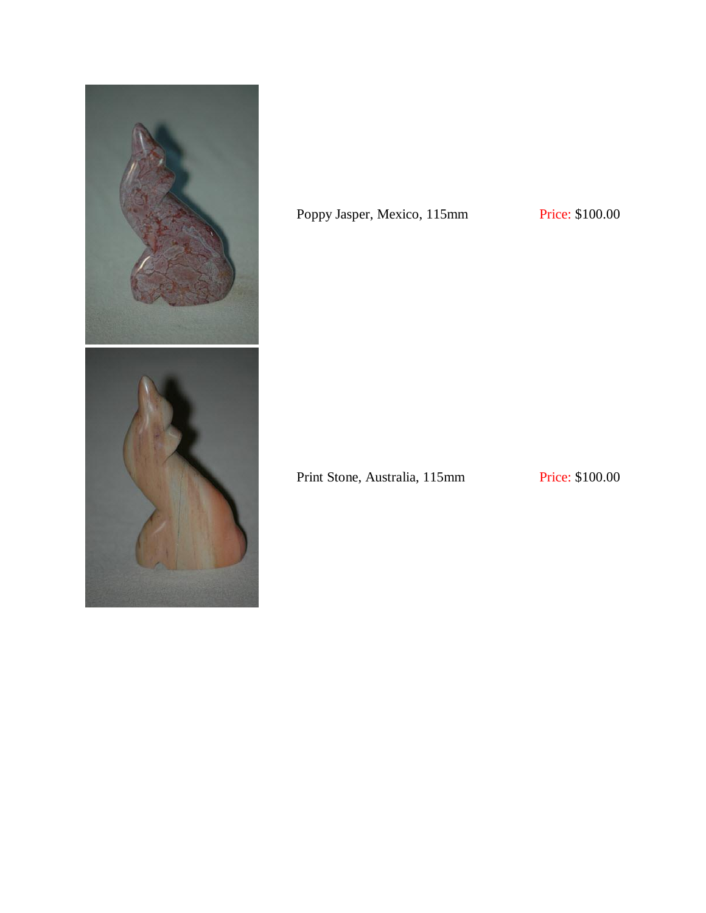Poppy Jasper, Mexico, 115mm Price: $100.00

Print Stone, Australia, 115mm Price: $100.00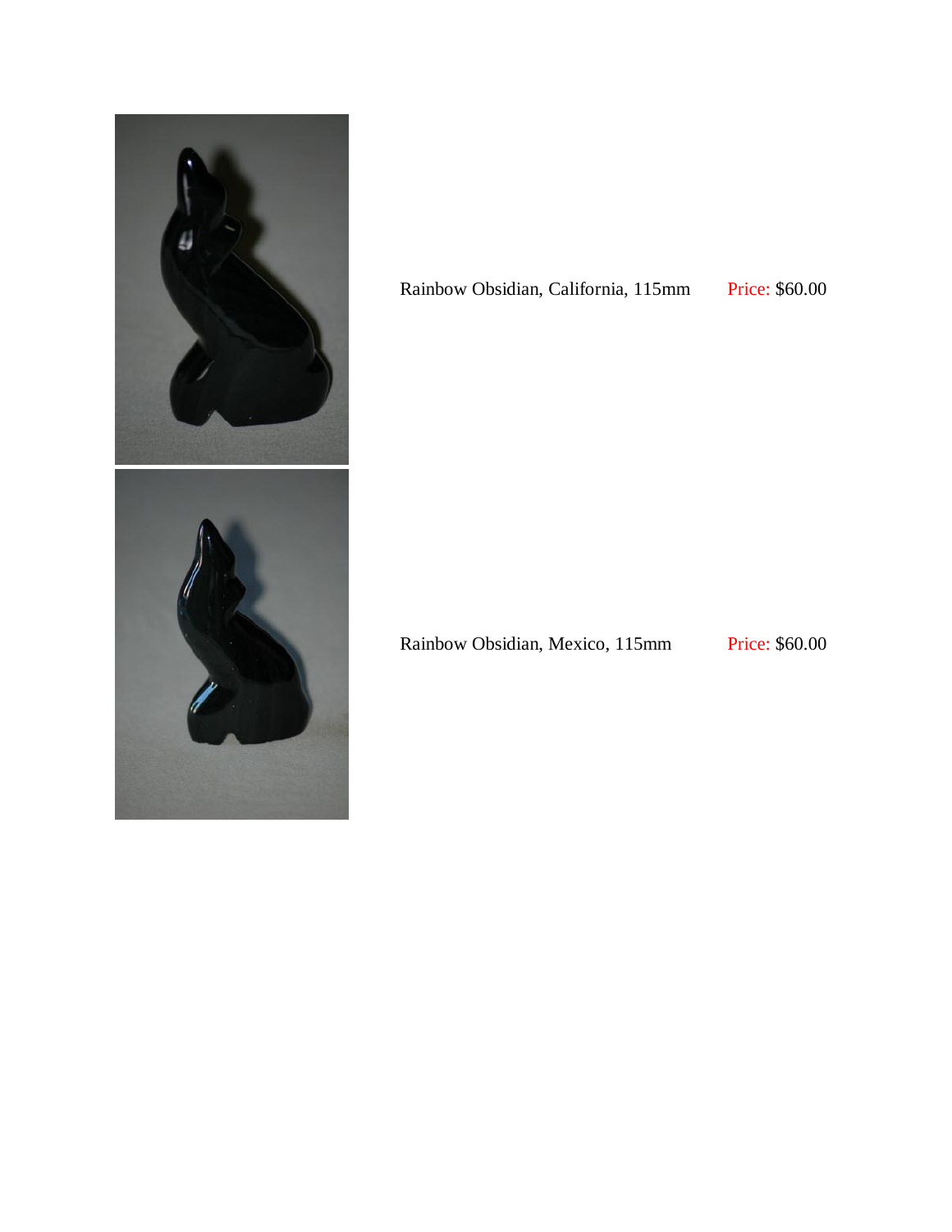Rainbow Obsidian, California, 115mm Price: $60.00

Rainbow Obsidian, Mexico, 115mm Price: $60.00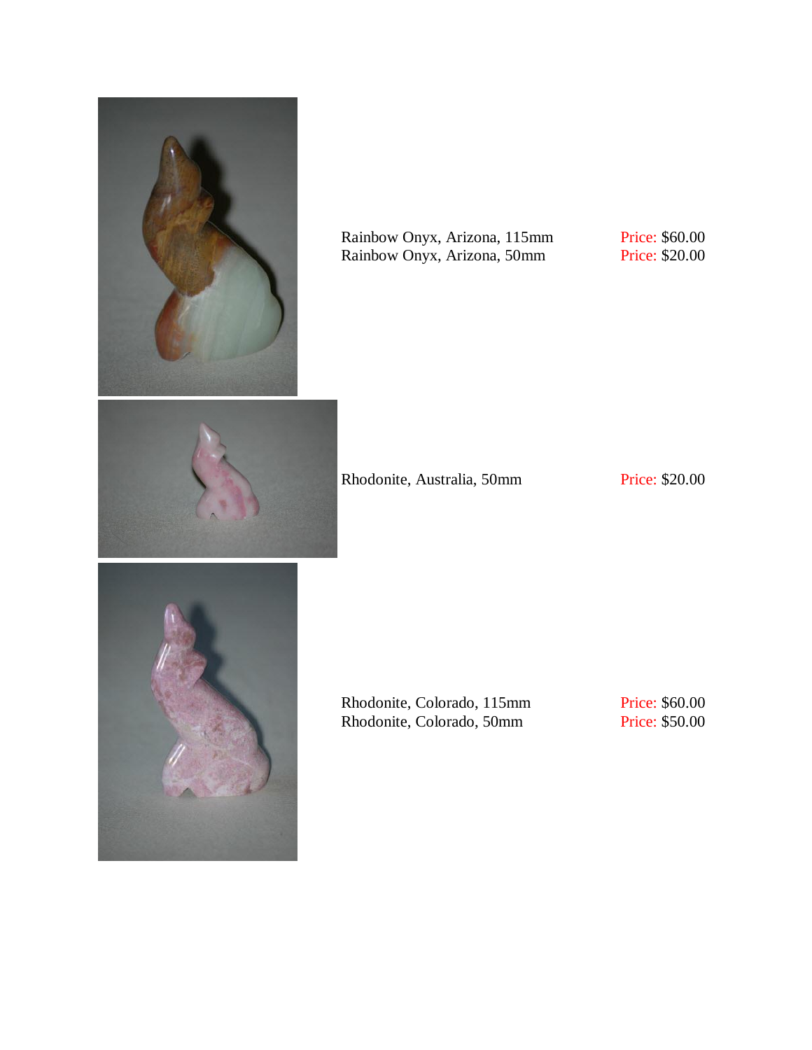Rainbow Onyx, Arizona, 115mm Price: $60.00
Rainbow Onyx, Arizona, 50mm Price: $20.00

Rhodonite, Australia, 50mm Price: $20.00

Rhodonite, Colorado, 115mm Price: $60.00
Rhodonite, Colorado, 50mm Price: $50.00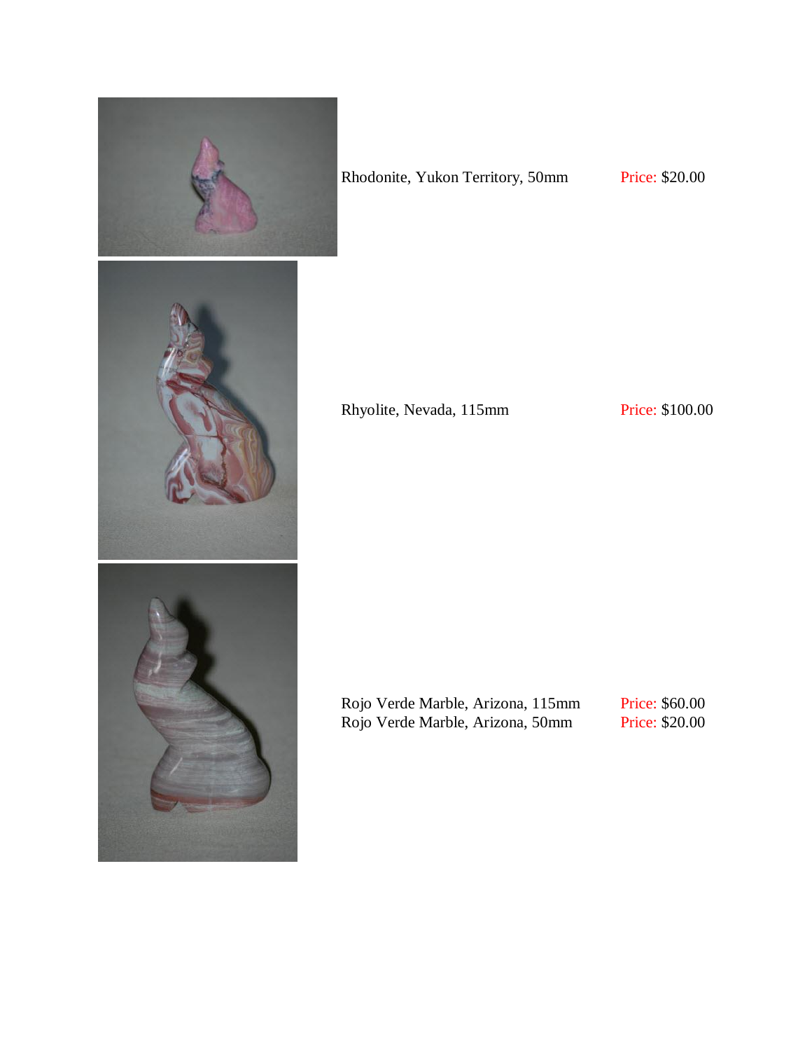Rhodonite, Yukon Territory, 50mm Price: $20.00

Rhyolite, Nevada, 115mm Price: $100.00

Rojo Verde Marble, Arizona, 115mm Price: $60.00
Rojo Verde Marble, Arizona, 50mm Price: $20.00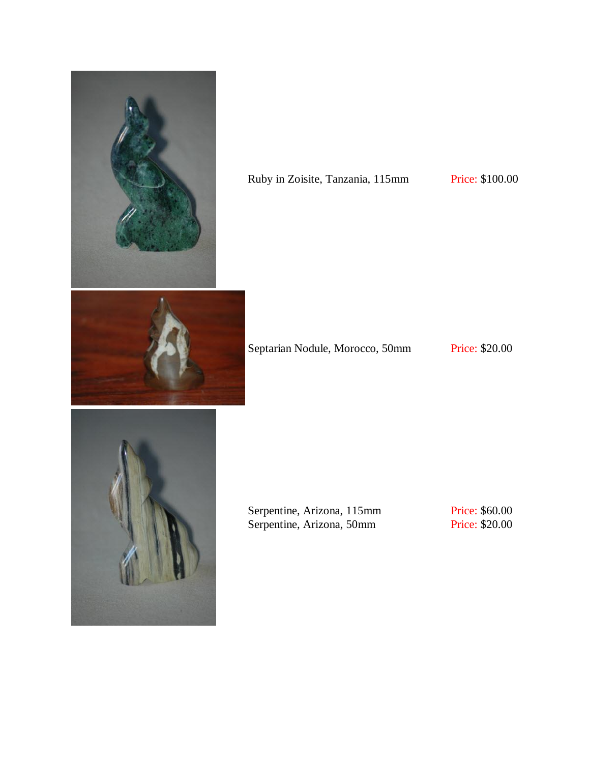Ruby in Zoisite, Tanzania, 115mm Price: $100.00

Septarian Nodule, Morocco, 50mm Price: $20.00

Serpentine, Arizona, 115mm Price: $60.00
Serpentine, Arizona, 50mm Price: $20.00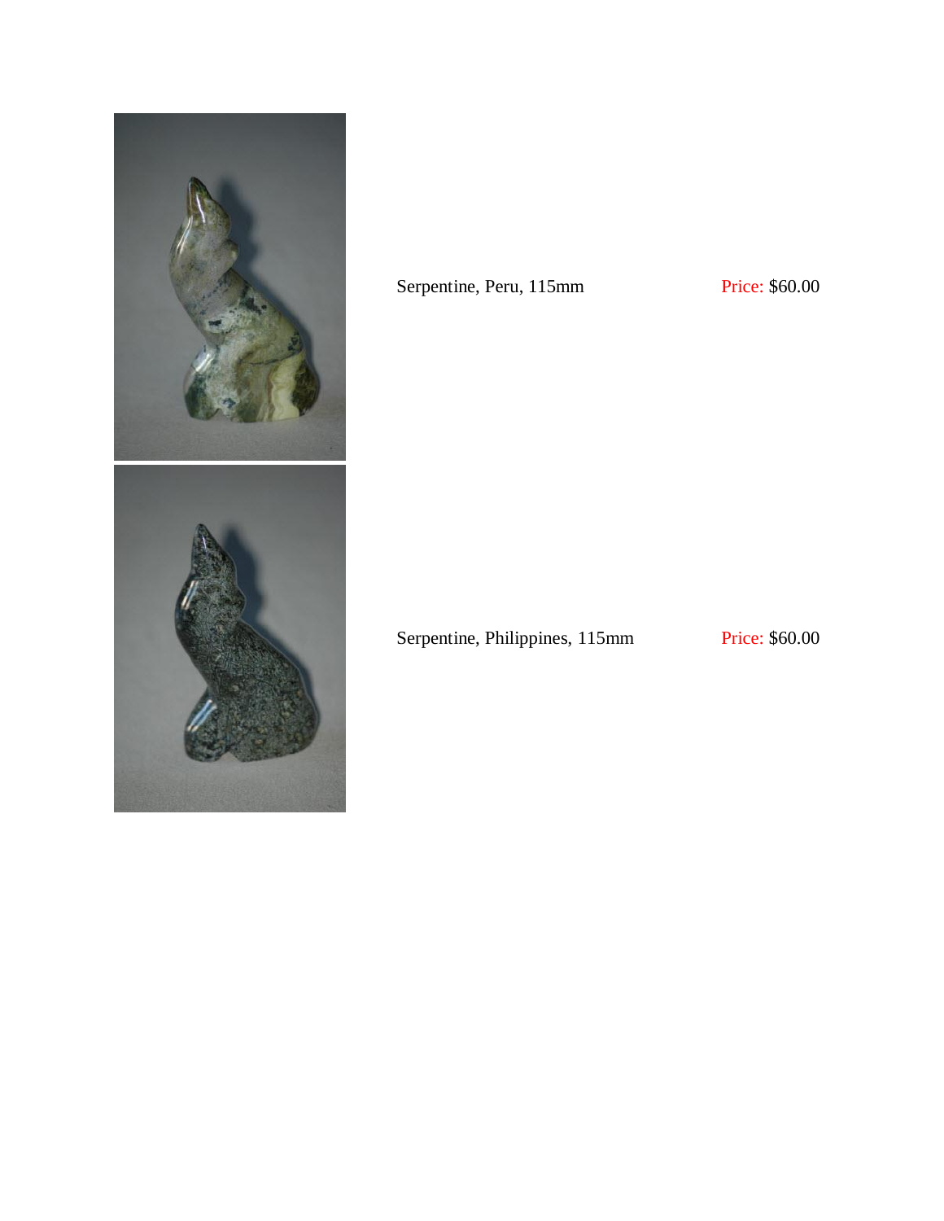Serpentine, Peru, 115mm Price: $60.00

Serpentine, Philippines, 115mm Price: $60.00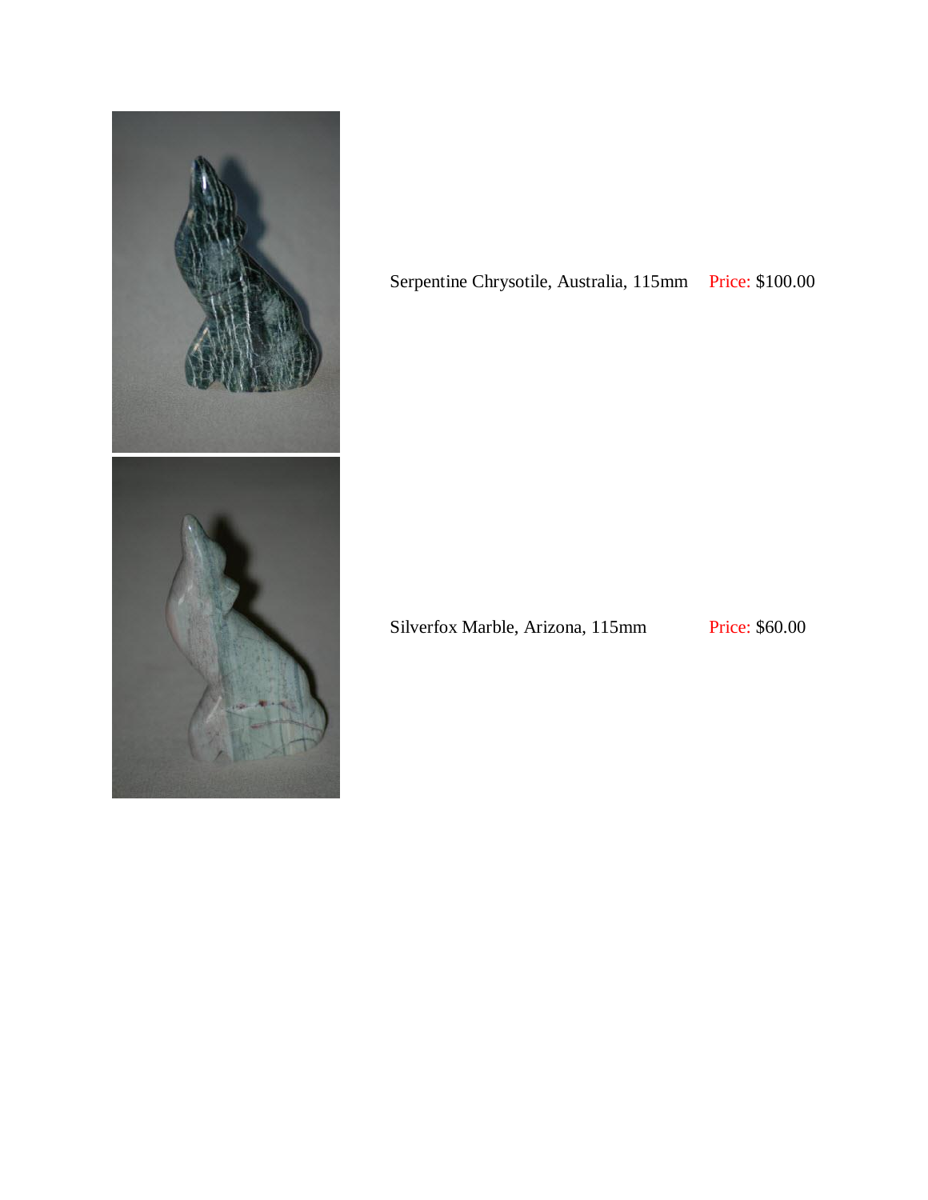Serpentine Chrysotile, Australia, 115mm Price: $100.00

Silverfox Marble, Arizona, 115mm Price: $60.00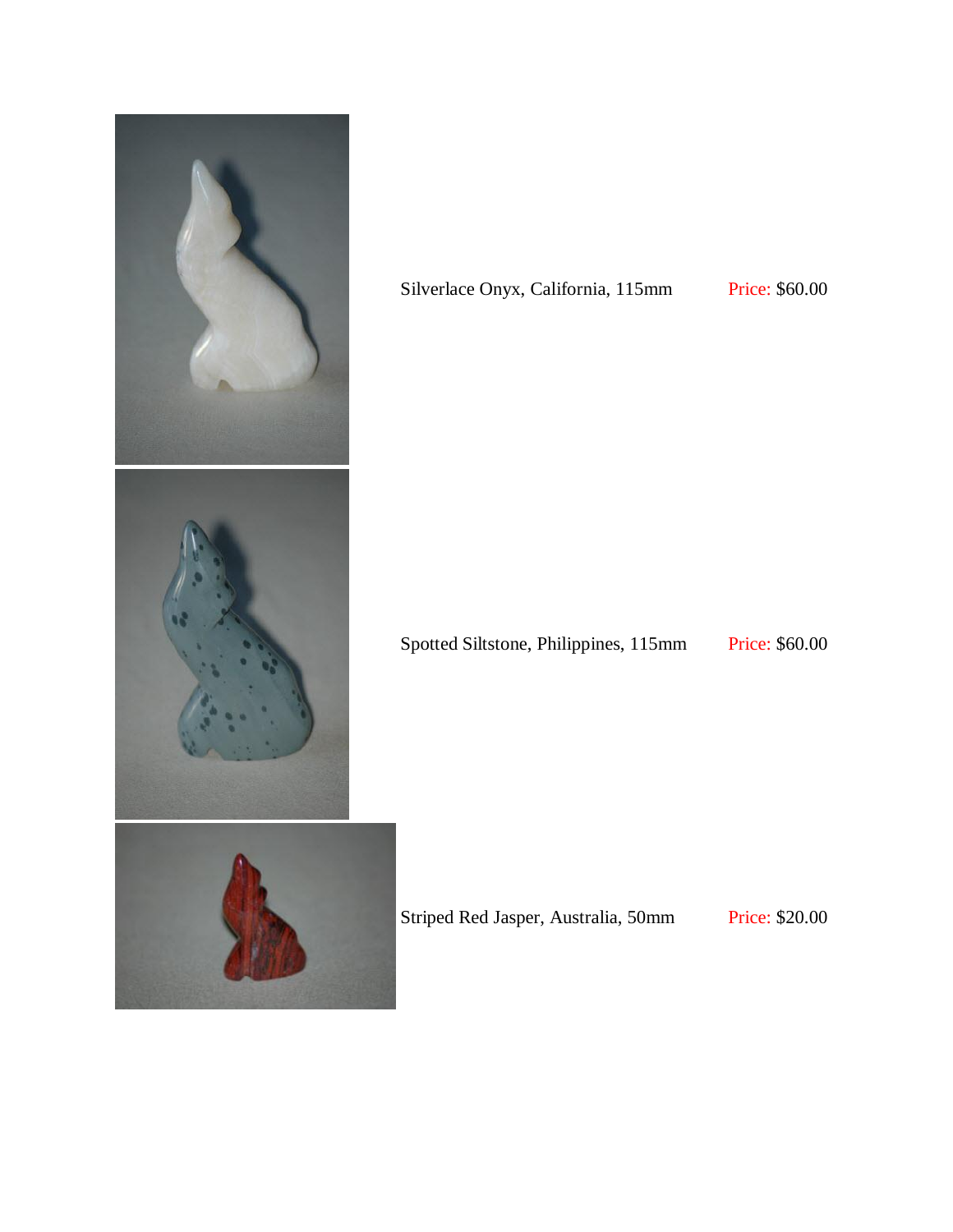Silverlace Onyx, California, 115mm Price: $60.00

Spotted Siltstone, Philippines, 115mm Price: $60.00

Striped Red Jasper, Australia, 50mm Price: $20.00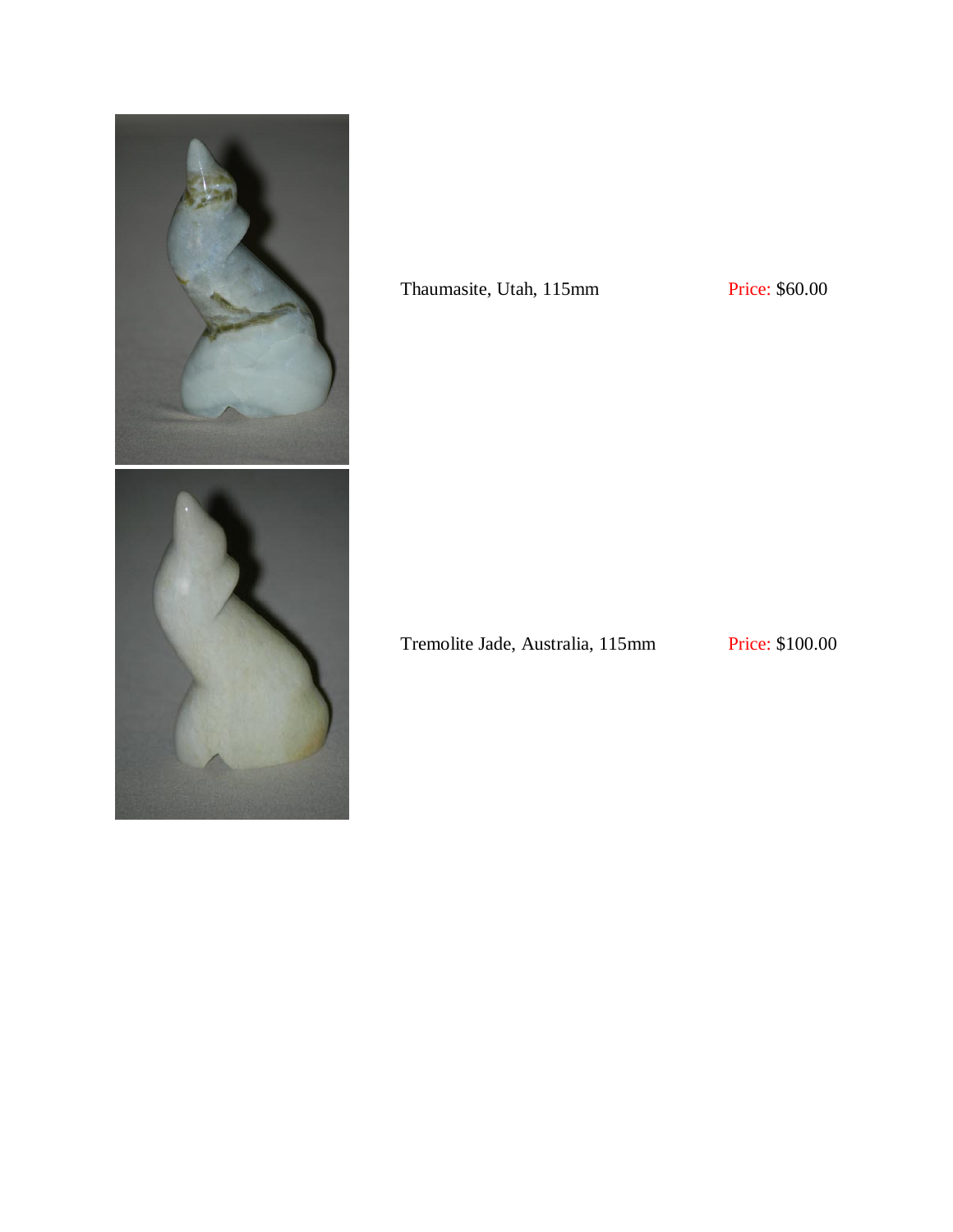Thaumasite, Utah, 115mm Price: $60.00

Tremolite Jade, Australia, 115mm Price: $100.00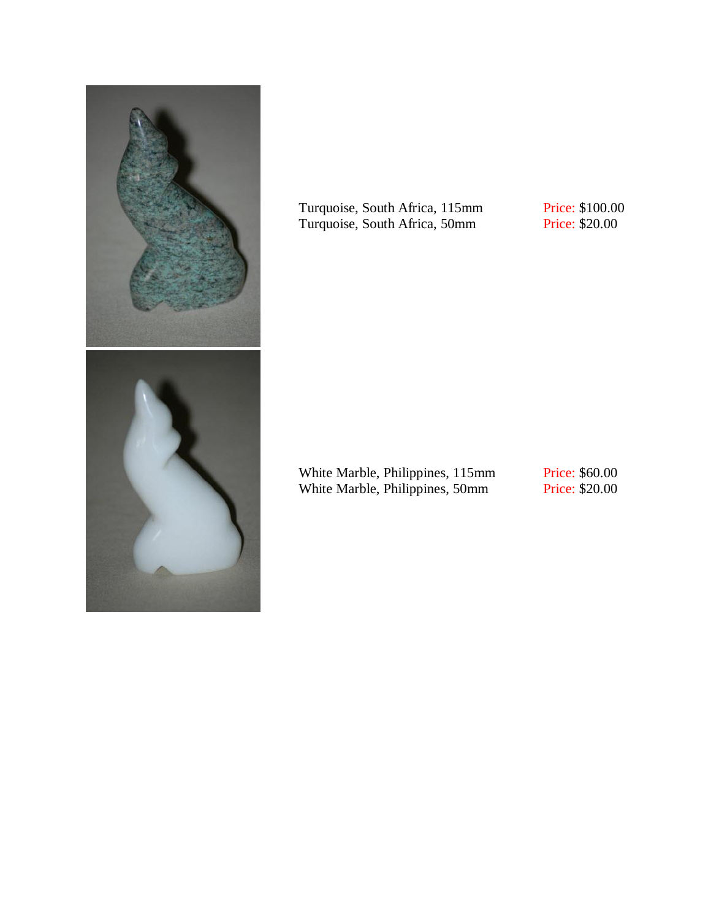Turquoise, South Africa, 115mm Price: $100.00
Turquoise, South Africa, 50mm Price: $20.00

White Marble, Philippines, 115mm Price: $60.00
White Marble, Philippines, 50mm Price: $20.00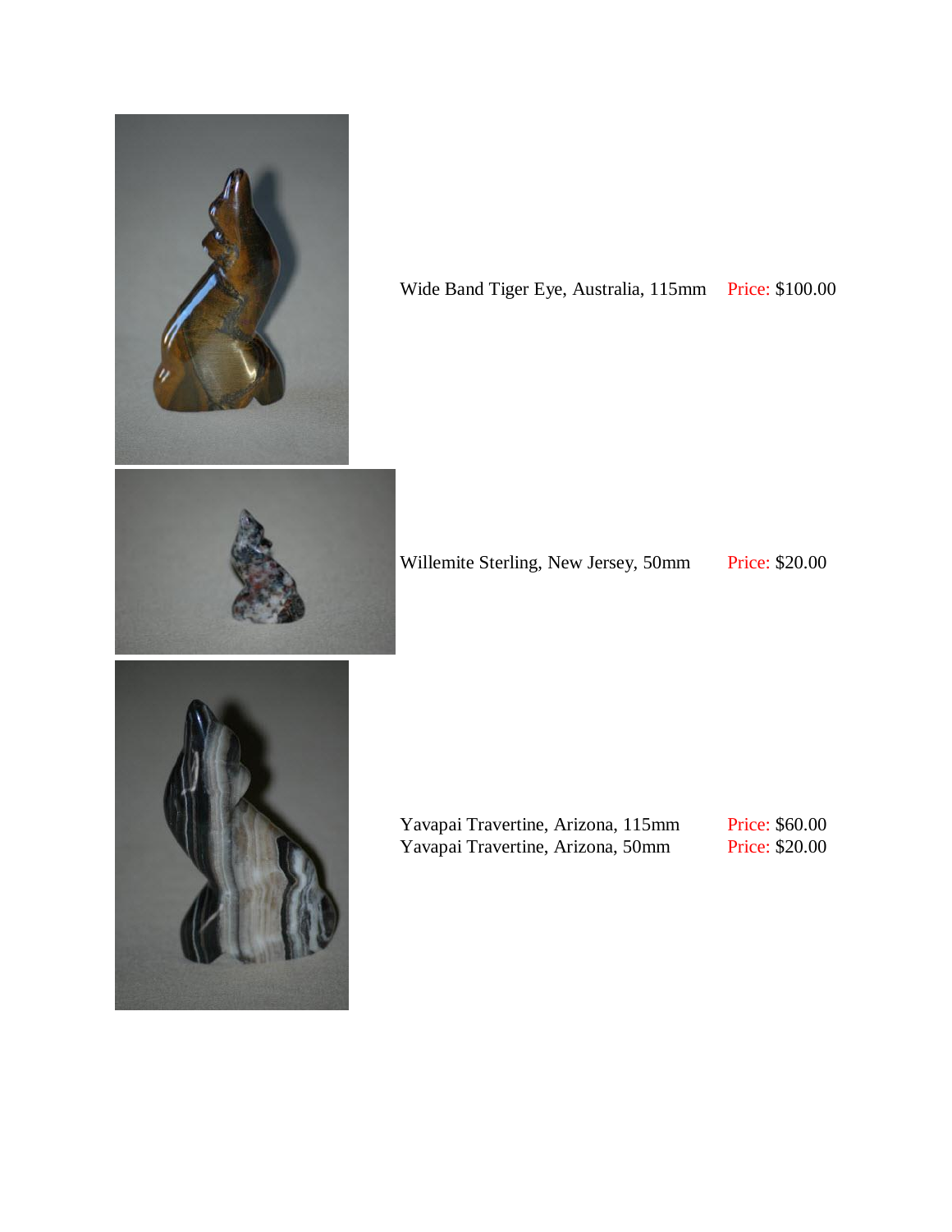Wide Band Tiger Eye, Australia, 115mm Price: $100.00

Willemite Sterling, New Jersey, 50mm Price: $20.00

Yavapai Travertine, Arizona, 115mm Price: $60.00
Yavapai Travertine, Arizona, 50mm Price: $20.00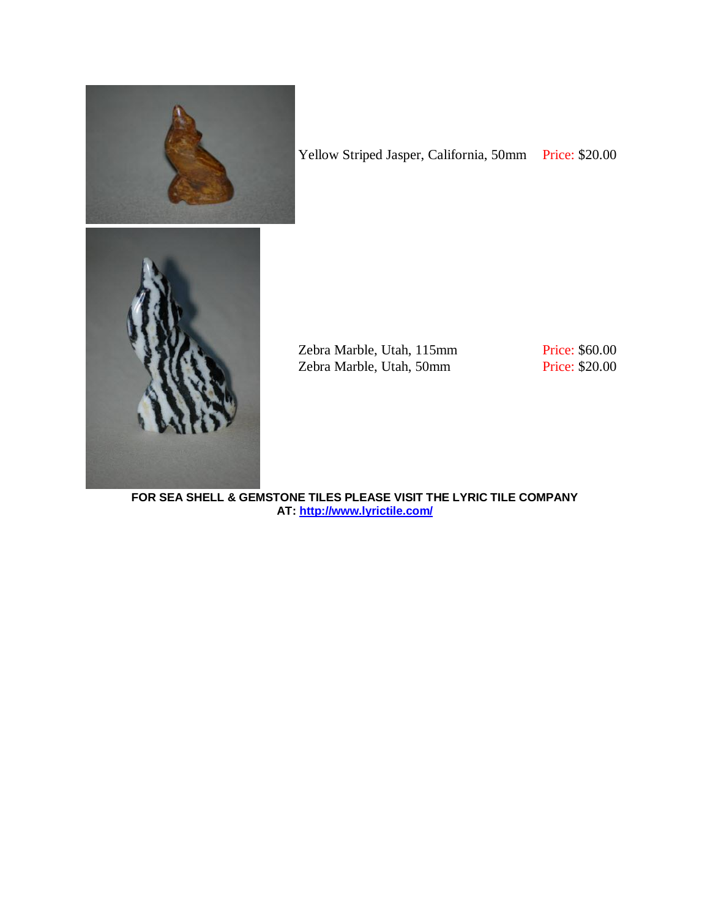Yellow Striped Jasper, California, 50mm Price: $20.00

Zebra Marble, Utah, 115mm Price: $60.00
Zebra Marble, Utah, 50mm Price: $20.00

**FOR SEA SHELL & GEMSTONE TILES PLEASE VISIT THE LYRIC TILE COMPANY AT: [http://www.lyrictile.com/](http://www.lyrictile.com/)**